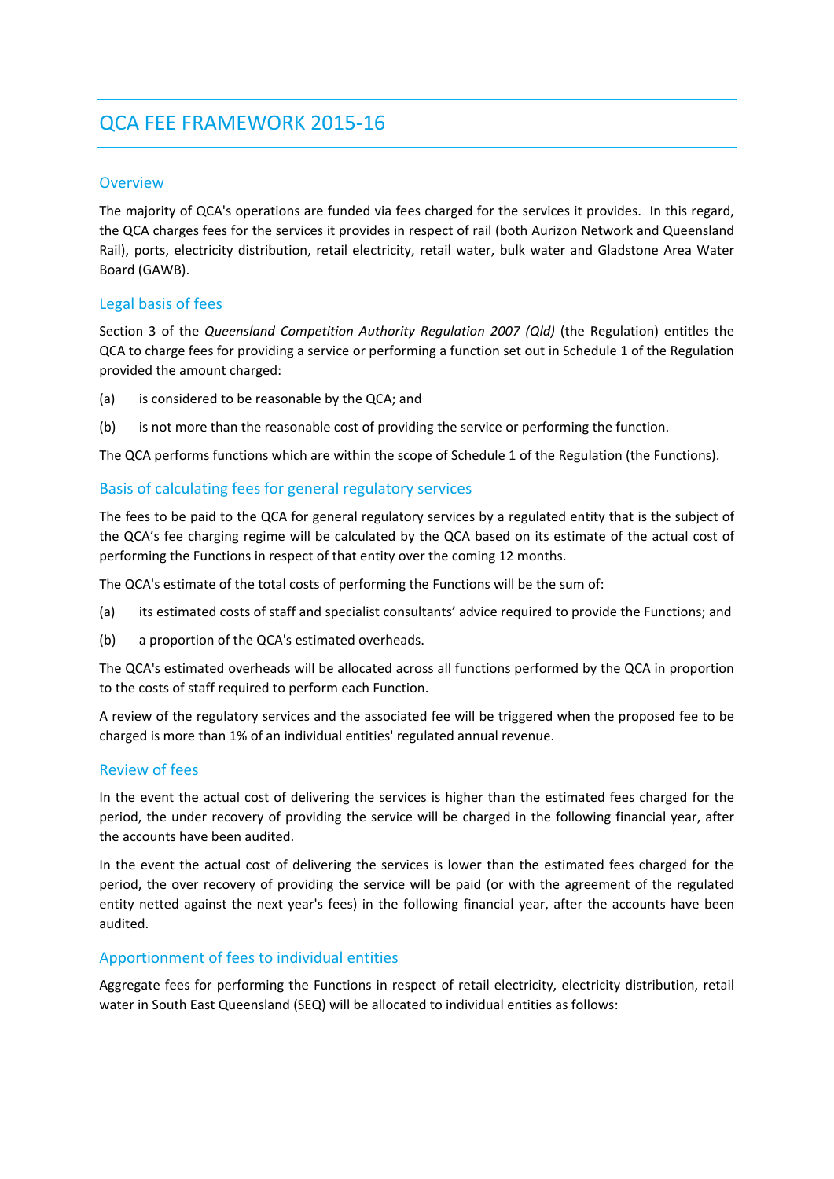# QCA FEE FRAMEWORK 2015-16

## Overview

The majority of QCA's operations are funded via fees charged for the services it provides. In this regard, the QCA charges fees for the services it provides in respect of rail (both Aurizon Network and Queensland Rail), ports, electricity distribution, retail electricity, retail water, bulk water and Gladstone Area Water Board (GAWB).

## Legal basis of fees

Section 3 of the *Queensland Competition Authority Regulation 2007 (Qld)* (the Regulation) entitles the QCA to charge fees for providing a service or performing a function set out in Schedule 1 of the Regulation provided the amount charged:

(a) is considered to be reasonable by the QCA; and

(b) is not more than the reasonable cost of providing the service or performing the function.

The QCA performs functions which are within the scope of Schedule 1 of the Regulation (the Functions).

## Basis of calculating fees for general regulatory services

The fees to be paid to the QCA for general regulatory services by a regulated entity that is the subject of the QCA's fee charging regime will be calculated by the QCA based on its estimate of the actual cost of performing the Functions in respect of that entity over the coming 12 months.

The QCA's estimate of the total costs of performing the Functions will be the sum of:

(a) its estimated costs of staff and specialist consultants' advice required to provide the Functions; and

(b) a proportion of the QCA's estimated overheads.

The QCA's estimated overheads will be allocated across all functions performed by the QCA in proportion to the costs of staff required to perform each Function.

A review of the regulatory services and the associated fee will be triggered when the proposed fee to be charged is more than 1% of an individual entities' regulated annual revenue.

## Review of fees

In the event the actual cost of delivering the services is higher than the estimated fees charged for the period, the under recovery of providing the service will be charged in the following financial year, after the accounts have been audited.

In the event the actual cost of delivering the services is lower than the estimated fees charged for the period, the over recovery of providing the service will be paid (or with the agreement of the regulated entity netted against the next year's fees) in the following financial year, after the accounts have been audited.

## Apportionment of fees to individual entities

Aggregate fees for performing the Functions in respect of retail electricity, electricity distribution, retail water in South East Queensland (SEQ) will be allocated to individual entities as follows: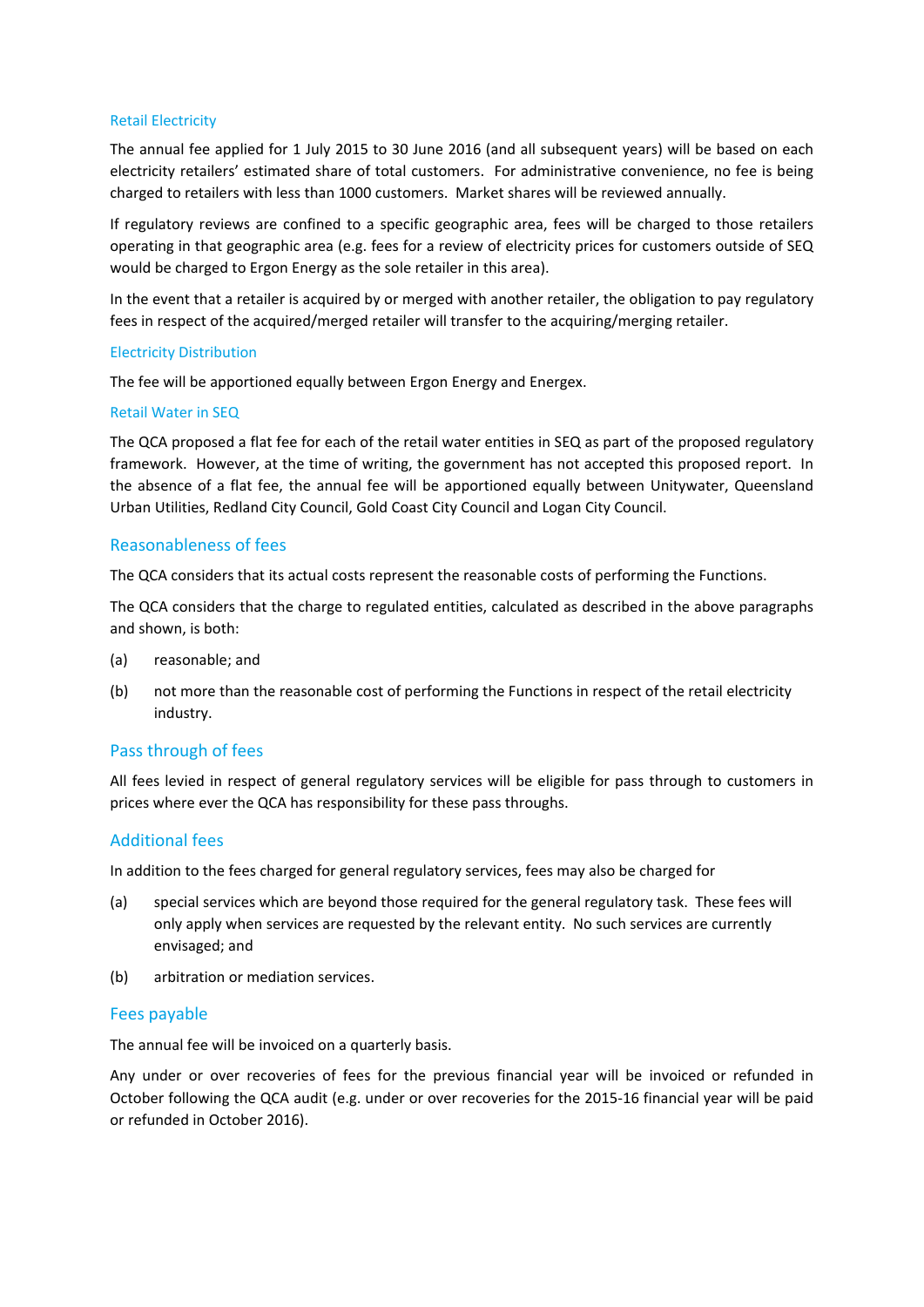### Retail Electricity

The annual fee applied for 1 July 2015 to 30 June 2016 (and all subsequent years) will be based on each electricity retailers' estimated share of total customers. For administrative convenience, no fee is being charged to retailers with less than 1000 customers. Market shares will be reviewed annually.

If regulatory reviews are confined to a specific geographic area, fees will be charged to those retailers operating in that geographic area (e.g. fees for a review of electricity prices for customers outside of SEQ would be charged to Ergon Energy as the sole retailer in this area).

In the event that a retailer is acquired by or merged with another retailer, the obligation to pay regulatory fees in respect of the acquired/merged retailer will transfer to the acquiring/merging retailer.

### Electricity Distribution

The fee will be apportioned equally between Ergon Energy and Energex.

### Retail Water in SEQ

The QCA proposed a flat fee for each of the retail water entities in SEQ as part of the proposed regulatory framework. However, at the time of writing, the government has not accepted this proposed report. In the absence of a flat fee, the annual fee will be apportioned equally between Unitywater, Queensland Urban Utilities, Redland City Council, Gold Coast City Council and Logan City Council.

## Reasonableness of fees

The QCA considers that its actual costs represent the reasonable costs of performing the Functions.

The QCA considers that the charge to regulated entities, calculated as described in the above paragraphs and shown, is both:

(a) reasonable; and

(b) not more than the reasonable cost of performing the Functions in respect of the retail electricity industry.

## Pass through of fees

All fees levied in respect of general regulatory services will be eligible for pass through to customers in prices where ever the QCA has responsibility for these pass throughs.

## Additional fees

In addition to the fees charged for general regulatory services, fees may also be charged for

(a) special services which are beyond those required for the general regulatory task. These fees will only apply when services are requested by the relevant entity. No such services are currently envisaged; and

(b) arbitration or mediation services.

## Fees payable

The annual fee will be invoiced on a quarterly basis.

Any under or over recoveries of fees for the previous financial year will be invoiced or refunded in October following the QCA audit (e.g. under or over recoveries for the 2015-16 financial year will be paid or refunded in October 2016).